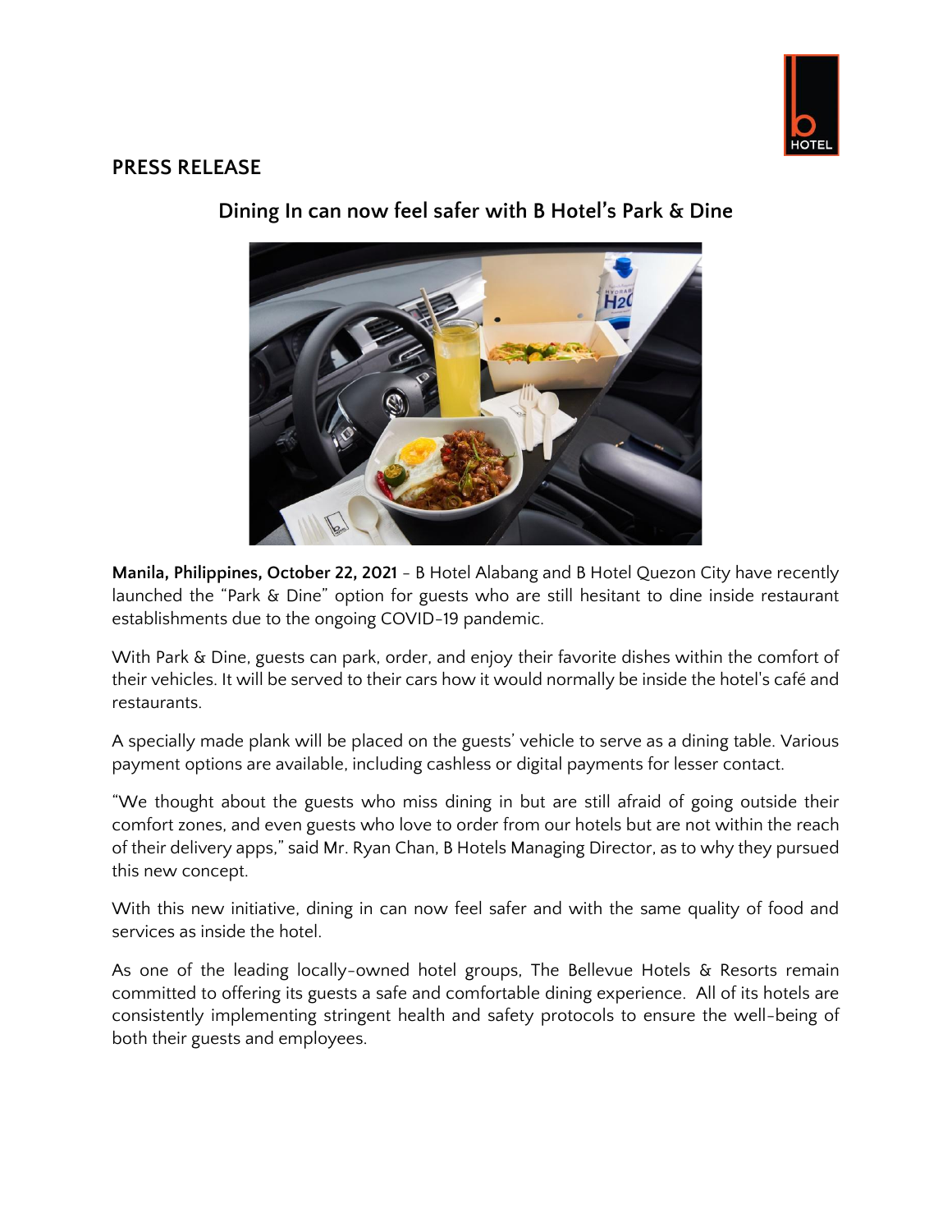## PRESS RELEASE

### Dining In can now feel safer with B Hotel's Park & Dine

**Manila, Philippines, October 22, 2021** - B Hotel Alabang and B Hotel Quezon City have recently launched the "Park & Dine" option for guests who are still hesitant to dine inside restaurant establishments due to the ongoing COVID-19 pandemic.

With Park & Dine, guests can park, order, and enjoy their favorite dishes within the comfort of their vehicles. It will be served to their cars how it would normally be inside the hotel's café and restaurants.

A specially made plank will be placed on the guests' vehicle to serve as a dining table. Various payment options are available, including cashless or digital payments for lesser contact.

"We thought about the guests who miss dining in but are still afraid of going outside their comfort zones, and even guests who love to order from our hotels but are not within the reach of their delivery apps," said Mr. Ryan Chan, B Hotels Managing Director, as to why they pursued this new concept.

With this new initiative, dining in can now feel safer and with the same quality of food and services as inside the hotel.

As one of the leading locally-owned hotel groups, The Bellevue Hotels & Resorts remain committed to offering its guests a safe and comfortable dining experience. All of its hotels are consistently implementing stringent health and safety protocols to ensure the well-being of both their guests and employees.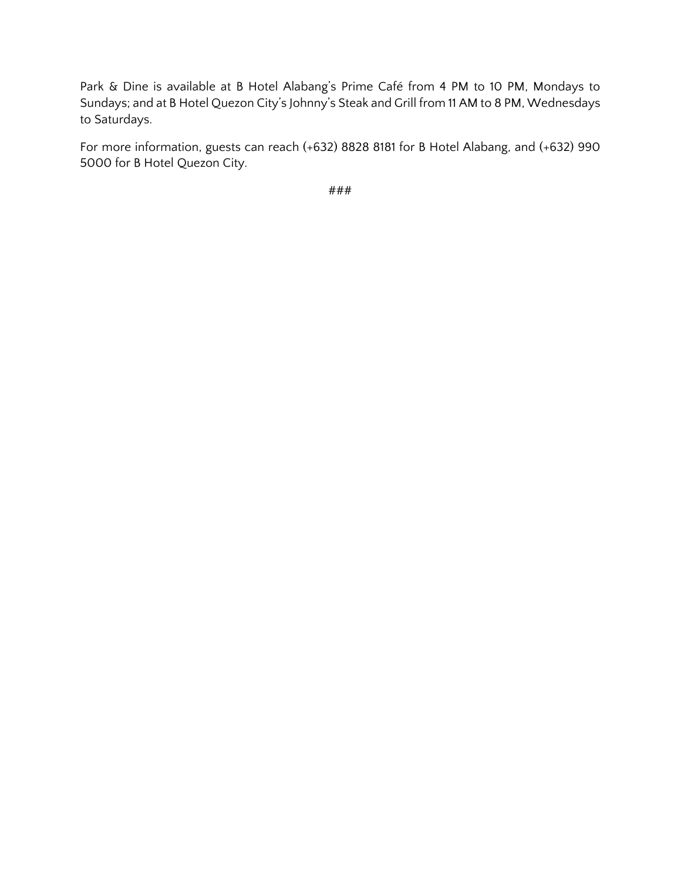Park & Dine is available at B Hotel Alabang's Prime Café from 4 PM to 10 PM, Mondays to Sundays; and at B Hotel Quezon City's Johnny's Steak and Grill from 11 AM to 8 PM, Wednesdays to Saturdays.

For more information, guests can reach (+632) 8828 8181 for B Hotel Alabang, and (+632) 990 5000 for B Hotel Quezon City.

###